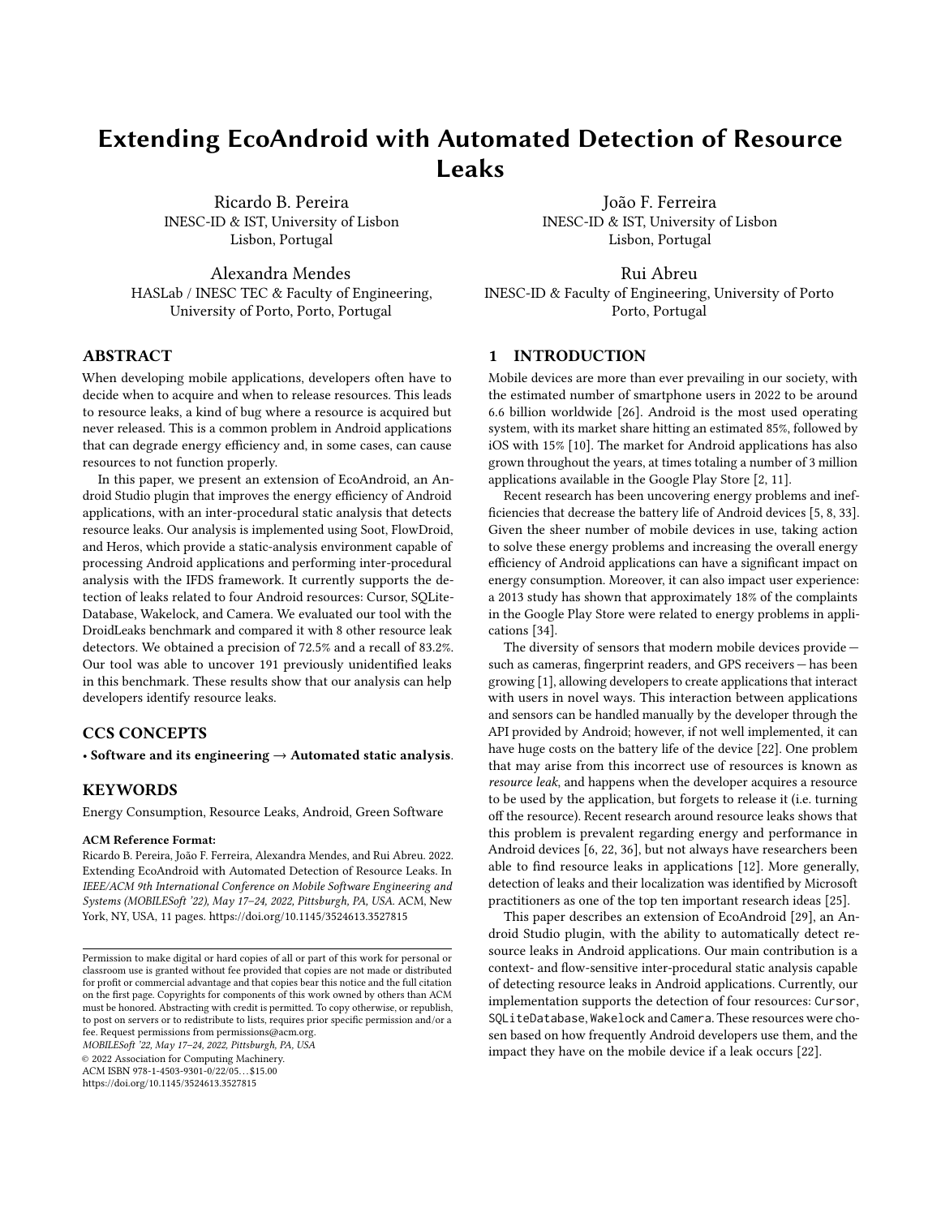# Extending EcoAndroid with Automated Detection of Resource Leaks

Ricardo B. Pereira
INESC-ID & IST, University of Lisbon
Lisbon, Portugal

João F. Ferreira
INESC-ID & IST, University of Lisbon
Lisbon, Portugal

Alexandra Mendes
HASLab / INESC TEC & Faculty of Engineering,
University of Porto, Porto, Portugal

Rui Abreu
INESC-ID & Faculty of Engineering, University of Porto
Porto, Portugal

## ABSTRACT

When developing mobile applications, developers often have to decide when to acquire and when to release resources. This leads to resource leaks, a kind of bug where a resource is acquired but never released. This is a common problem in Android applications that can degrade energy efficiency and, in some cases, can cause resources to not function properly.

In this paper, we present an extension of EcoAndroid, an Android Studio plugin that improves the energy efficiency of Android applications, with an inter-procedural static analysis that detects resource leaks. Our analysis is implemented using Soot, FlowDroid, and Heros, which provide a static-analysis environment capable of processing Android applications and performing inter-procedural analysis with the IFDS framework. It currently supports the detection of leaks related to four Android resources: Cursor, SQLite-Database, Wakelock, and Camera. We evaluated our tool with the DroidLeaks benchmark and compared it with 8 other resource leak detectors. We obtained a precision of 72.5% and a recall of 83.2%. Our tool was able to uncover 191 previously unidentified leaks in this benchmark. These results show that our analysis can help developers identify resource leaks.

## CCS CONCEPTS

• **Software and its engineering** → **Automated static analysis**.

## KEYWORDS

Energy Consumption, Resource Leaks, Android, Green Software

**ACM Reference Format:**
Ricardo B. Pereira, João F. Ferreira, Alexandra Mendes, and Rui Abreu. 2022. Extending EcoAndroid with Automated Detection of Resource Leaks. In *IEEE/ACM 9th International Conference on Mobile Software Engineering and Systems (MOBILESoft '22), May 17–24, 2022, Pittsburgh, PA, USA.* ACM, New York, NY, USA, 11 pages. https://doi.org/10.1145/3524613.3527815

Permission to make digital or hard copies of all or part of this work for personal or classroom use is granted without fee provided that copies are not made or distributed for profit or commercial advantage and that copies bear this notice and the full citation on the first page. Copyrights for components of this work owned by others than ACM must be honored. Abstracting with credit is permitted. To copy otherwise, or republish, to post on servers or to redistribute to lists, requires prior specific permission and/or a fee. Request permissions from permissions@acm.org.
*MOBILESoft '22, May 17–24, 2022, Pittsburgh, PA, USA*
© 2022 Association for Computing Machinery.
ACM ISBN 978-1-4503-9301-0/22/05…$15.00
https://doi.org/10.1145/3524613.3527815

## 1 INTRODUCTION

Mobile devices are more than ever prevailing in our society, with the estimated number of smartphone users in 2022 to be around 6.6 billion worldwide [26]. Android is the most used operating system, with its market share hitting an estimated 85%, followed by iOS with 15% [10]. The market for Android applications has also grown throughout the years, at times totaling a number of 3 million applications available in the Google Play Store [2, 11].

Recent research has been uncovering energy problems and inefficiencies that decrease the battery life of Android devices [5, 8, 33]. Given the sheer number of mobile devices in use, taking action to solve these energy problems and increasing the overall energy efficiency of Android applications can have a significant impact on energy consumption. Moreover, it can also impact user experience: a 2013 study has shown that approximately 18% of the complaints in the Google Play Store were related to energy problems in applications [34].

The diversity of sensors that modern mobile devices provide — such as cameras, fingerprint readers, and GPS receivers — has been growing [1], allowing developers to create applications that interact with users in novel ways. This interaction between applications and sensors can be handled manually by the developer through the API provided by Android; however, if not well implemented, it can have huge costs on the battery life of the device [22]. One problem that may arise from this incorrect use of resources is known as *resource leak*, and happens when the developer acquires a resource to be used by the application, but forgets to release it (i.e. turning off the resource). Recent research around resource leaks shows that this problem is prevalent regarding energy and performance in Android devices [6, 22, 36], but not always have researchers been able to find resource leaks in applications [12]. More generally, detection of leaks and their localization was identified by Microsoft practitioners as one of the top ten important research ideas [25].

This paper describes an extension of EcoAndroid [29], an Android Studio plugin, with the ability to automatically detect resource leaks in Android applications. Our main contribution is a context- and flow-sensitive inter-procedural static analysis capable of detecting resource leaks in Android applications. Currently, our implementation supports the detection of four resources: `Cursor`, `SQLiteDatabase`, `Wakelock` and `Camera`. These resources were chosen based on how frequently Android developers use them, and the impact they have on the mobile device if a leak occurs [22].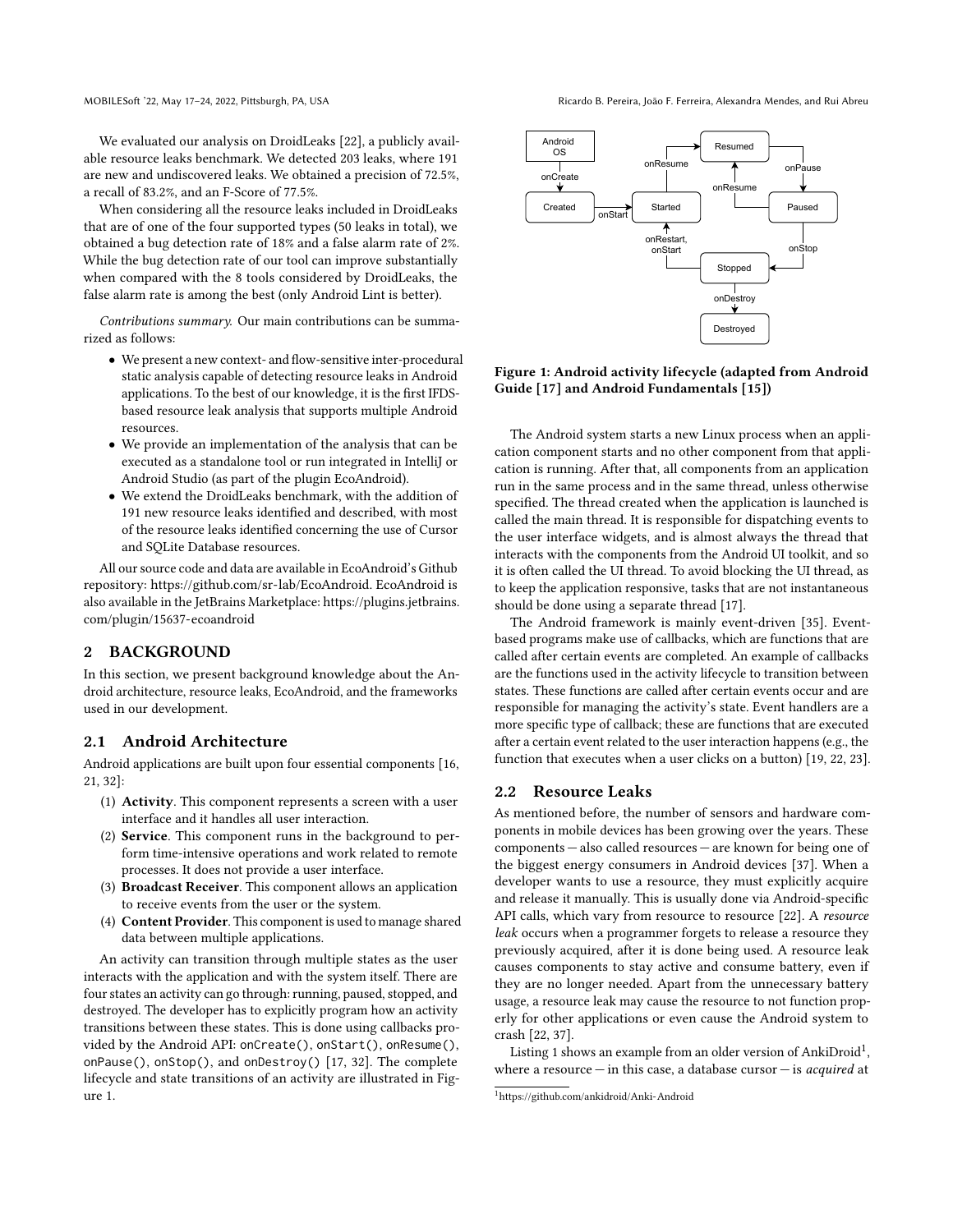We evaluated our analysis on DroidLeaks [22], a publicly available resource leaks benchmark. We detected 203 leaks, where 191 are new and undiscovered leaks. We obtained a precision of 72.5%, a recall of 83.2%, and an F-Score of 77.5%.

When considering all the resource leaks included in DroidLeaks that are of one of the four supported types (50 leaks in total), we obtained a bug detection rate of 18% and a false alarm rate of 2%. While the bug detection rate of our tool can improve substantially when compared with the 8 tools considered by DroidLeaks, the false alarm rate is among the best (only Android Lint is better).

*Contributions summary.* Our main contributions can be summarized as follows:

- We present a new context- and flow-sensitive inter-procedural static analysis capable of detecting resource leaks in Android applications. To the best of our knowledge, it is the first IFDS-based resource leak analysis that supports multiple Android resources.
- We provide an implementation of the analysis that can be executed as a standalone tool or run integrated in IntelliJ or Android Studio (as part of the plugin EcoAndroid).
- We extend the DroidLeaks benchmark, with the addition of 191 new resource leaks identified and described, with most of the resource leaks identified concerning the use of Cursor and SQLite Database resources.

All our source code and data are available in EcoAndroid's Github repository: https://github.com/sr-lab/EcoAndroid. EcoAndroid is also available in the JetBrains Marketplace: https://plugins.jetbrains.com/plugin/15637-ecoandroid

## 2 BACKGROUND

In this section, we present background knowledge about the Android architecture, resource leaks, EcoAndroid, and the frameworks used in our development.

### 2.1 Android Architecture

Android applications are built upon four essential components [16, 21, 32]:

1. **Activity**. This component represents a screen with a user interface and it handles all user interaction.
2. **Service**. This component runs in the background to perform time-intensive operations and work related to remote processes. It does not provide a user interface.
3. **Broadcast Receiver**. This component allows an application to receive events from the user or the system.
4. **Content Provider**. This component is used to manage shared data between multiple applications.

An activity can transition through multiple states as the user interacts with the application and with the system itself. There are four states an activity can go through: running, paused, stopped, and destroyed. The developer has to explicitly program how an activity transitions between these states. This is done using callbacks provided by the Android API: `onCreate()`, `onStart()`, `onResume()`, `onPause()`, `onStop()`, and `onDestroy()` [17, 32]. The complete lifecycle and state transitions of an activity are illustrated in Figure 1.

**Figure 1: Android activity lifecycle (adapted from Android Guide [17] and Android Fundamentals [15])**

The Android system starts a new Linux process when an application component starts and no other component from that application is running. After that, all components from an application run in the same process and in the same thread, unless otherwise specified. The thread created when the application is launched is called the main thread. It is responsible for dispatching events to the user interface widgets, and is almost always the thread that interacts with the components from the Android UI toolkit, and so it is often called the UI thread. To avoid blocking the UI thread, as to keep the application responsive, tasks that are not instantaneous should be done using a separate thread [17].

The Android framework is mainly event-driven [35]. Event-based programs make use of callbacks, which are functions that are called after certain events are completed. An example of callbacks are the functions used in the activity lifecycle to transition between states. These functions are called after certain events occur and are responsible for managing the activity's state. Event handlers are a more specific type of callback; these are functions that are executed after a certain event related to the user interaction happens (e.g., the function that executes when a user clicks on a button) [19, 22, 23].

### 2.2 Resource Leaks

As mentioned before, the number of sensors and hardware components in mobile devices has been growing over the years. These components — also called resources — are known for being one of the biggest energy consumers in Android devices [37]. When a developer wants to use a resource, they must explicitly acquire and release it manually. This is usually done via Android-specific API calls, which vary from resource to resource [22]. A *resource leak* occurs when a programmer forgets to release a resource they previously acquired, after it is done being used. A resource leak causes components to stay active and consume battery, even if they are no longer needed. Apart from the unnecessary battery usage, a resource leak may cause the resource to not function properly for other applications or even cause the Android system to crash [22, 37].

Listing 1 shows an example from an older version of AnkiDroid[1], where a resource — in this case, a database cursor — is *acquired* at

[1] https://github.com/ankidroid/Anki-Android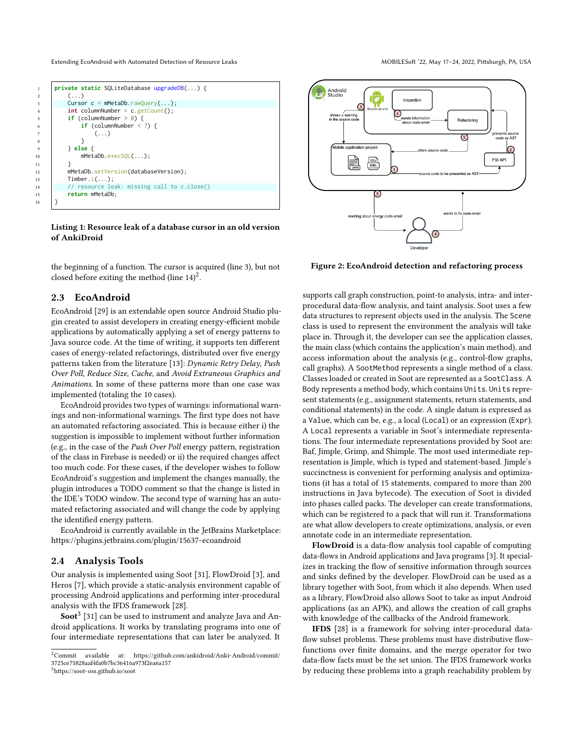```java
private static SQLiteDatabase upgradeDB(...) {
    (...)
    Cursor c = mMetaDb.rawQuery(...);
    int columnNumber = c.getCount();
    if (columnNumber > 0) {
        if (columnNumber < 7) {
            (...)
        }
    } else {
        mMetaDb.execSQL(...);
    }
    mMetaDb.setVersion(databaseVersion);
    Timber.i(...);
    // resource leak: missing call to c.close()
    return mMetaDb;
}
```

**Listing 1: Resource leak of a database cursor in an old version of AnkiDroid**

the beginning of a function. The cursor is acquired (line 3), but not closed before exiting the method (line 14)[2].

## 2.3 EcoAndroid

EcoAndroid [29] is an extendable open source Android Studio plugin created to assist developers in creating energy-efficient mobile applications by automatically applying a set of energy patterns to Java source code. At the time of writing, it supports ten different cases of energy-related refactorings, distributed over five energy patterns taken from the literature [13]: *Dynamic Retry Delay*, *Push Over Poll*, *Reduce Size*, *Cache*, and *Avoid Extraneous Graphics and Animations*. In some of these patterns more than one case was implemented (totaling the 10 cases).

EcoAndroid provides two types of warnings: informational warnings and non-informational warnings. The first type does not have an automated refactoring associated. This is because either i) the suggestion is impossible to implement without further information (e.g., in the case of the *Push Over Poll* energy pattern, registration of the class in Firebase is needed) or ii) the required changes affect too much code. For these cases, if the developer wishes to follow EcoAndroid's suggestion and implement the changes manually, the plugin introduces a TODO comment so that the change is listed in the IDE's TODO window. The second type of warning has an automated refactoring associated and will change the code by applying the identified energy pattern.

EcoAndroid is currently available in the JetBrains Marketplace: https://plugins.jetbrains.com/plugin/15637-ecoandroid

## 2.4 Analysis Tools

Our analysis is implemented using Soot [31], FlowDroid [3], and Heros [7], which provide a static-analysis environment capable of processing Android applications and performing inter-procedural analysis with the IFDS framework [28].

**Soot**[3] [31] can be used to instrument and analyze Java and Android applications. It works by translating programs into one of four intermediate representations that can later be analyzed. It supports call graph construction, point-to analysis, intra- and inter-procedural data-flow analysis, and taint analysis. Soot uses a few data structures to represent objects used in the analysis. The Scene class is used to represent the environment the analysis will take place in. Through it, the developer can see the application classes, the main class (which contains the application's main method), and access information about the analysis (e.g., control-flow graphs, call graphs). A SootMethod represents a single method of a class. Classes loaded or created in Soot are represented as a SootClass. A Body represents a method body, which contains Units. Units represent statements (e.g., assignment statements, return statements, and conditional statements) in the code. A single datum is expressed as a Value, which can be, e.g., a local (Local) or an expression (Expr). A Local represents a variable in Soot's intermediate representations. The four intermediate representations provided by Soot are: Baf, Jimple, Grimp, and Shimple. The most used intermediate representation is Jimple, which is typed and statement-based. Jimple's succinctness is convenient for performing analysis and optimizations (it has a total of 15 statements, compared to more than 200 instructions in Java bytecode). The execution of Soot is divided into phases called packs. The developer can create transformations, which can be registered to a pack that will run it. Transformations are what allow developers to create optimizations, analysis, or even annotate code in an intermediate representation.

Figure 2: EcoAndroid detection and refactoring process

**FlowDroid** is a data-flow analysis tool capable of computing data-flows in Android applications and Java programs [3]. It specializes in tracking the flow of sensitive information through sources and sinks defined by the developer. FlowDroid can be used as a library together with Soot, from which it also depends. When used as a library, FlowDroid also allows Soot to take as input Android applications (as an APK), and allows the creation of call graphs with knowledge of the callbacks of the Android framework.

**IFDS** [28] is a framework for solving inter-procedural data-flow subset problems. These problems must have distributive flow-functions over finite domains, and the merge operator for two data-flow facts must be the set union. The IFDS framework works by reducing these problems into a graph reachability problem by

[2] Commit available at: https://github.com/ankidroid/Anki-Android/commit/3725ce75828aaf4fa0b7bc36416a973f2ea6a157

[3] https://soot-oss.github.io/soot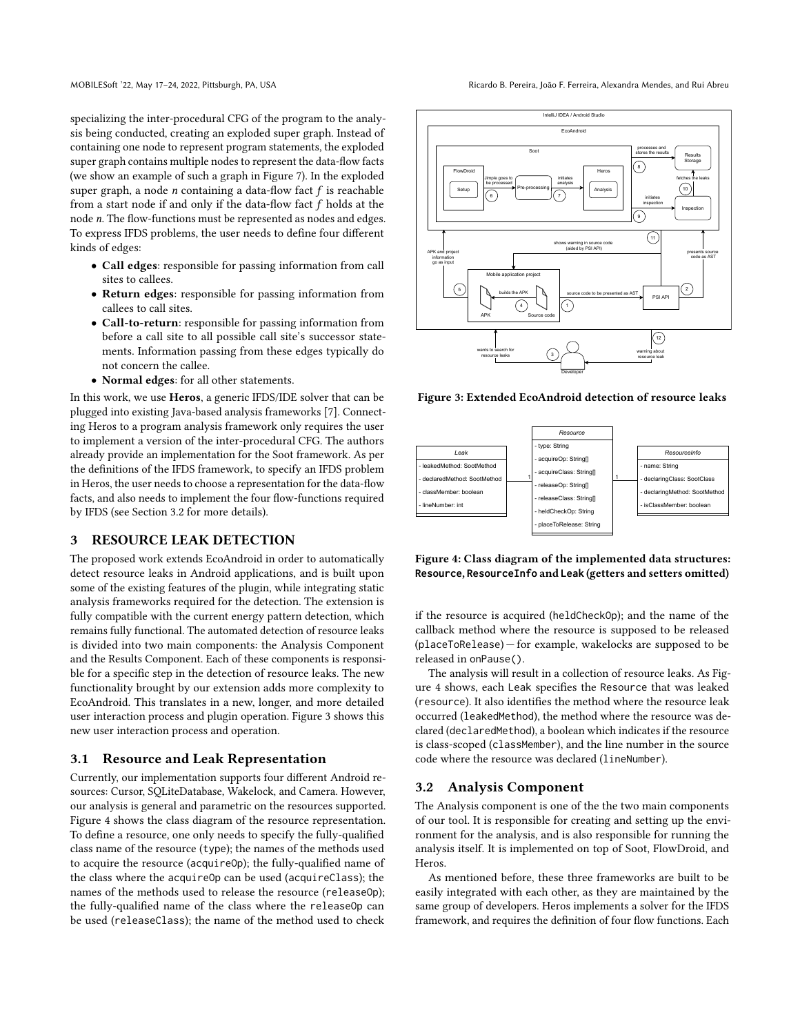specializing the inter-procedural CFG of the program to the analysis being conducted, creating an exploded super graph. Instead of containing one node to represent program statements, the exploded super graph contains multiple nodes to represent the data-flow facts (we show an example of such a graph in Figure 7). In the exploded super graph, a node $n$ containing a data-flow fact $f$ is reachable from a start node if and only if the data-flow fact $f$ holds at the node $n$. The flow-functions must be represented as nodes and edges. To express IFDS problems, the user needs to define four different kinds of edges:

- **Call edges**: responsible for passing information from call sites to callees.
- **Return edges**: responsible for passing information from callees to call sites.
- **Call-to-return**: responsible for passing information from before a call site to all possible call site's successor statements. Information passing from these edges typically do not concern the callee.
- **Normal edges**: for all other statements.

In this work, we use **Heros**, a generic IFDS/IDE solver that can be plugged into existing Java-based analysis frameworks [7]. Connecting Heros to a program analysis framework only requires the user to implement a version of the inter-procedural CFG. The authors already provide an implementation for the Soot framework. As per the definitions of the IFDS framework, to specify an IFDS problem in Heros, the user needs to choose a representation for the data-flow facts, and also needs to implement the four flow-functions required by IFDS (see Section 3.2 for more details).

## 3 RESOURCE LEAK DETECTION

The proposed work extends EcoAndroid in order to automatically detect resource leaks in Android applications, and is built upon some of the existing features of the plugin, while integrating static analysis frameworks required for the detection. The extension is fully compatible with the current energy pattern detection, which remains fully functional. The automated detection of resource leaks is divided into two main components: the Analysis Component and the Results Component. Each of these components is responsible for a specific step in the detection of resource leaks. The new functionality brought by our extension adds more complexity to EcoAndroid. This translates in a new, longer, and more detailed user interaction process and plugin operation. Figure 3 shows this new user interaction process and operation.

### 3.1 Resource and Leak Representation

Currently, our implementation supports four different Android resources: Cursor, SQLiteDatabase, Wakelock, and Camera. However, our analysis is general and parametric on the resources supported. Figure 4 shows the class diagram of the resource representation. To define a resource, one only needs to specify the fully-qualified class name of the resource (`type`); the names of the methods used to acquire the resource (`acquireOp`); the fully-qualified name of the class where the `acquireOp` can be used (`acquireClass`); the names of the methods used to release the resource (`releaseOp`); the fully-qualified name of the class where the `releaseOp` can be used (`releaseClass`); the name of the method used to check if the resource is acquired (`heldCheckOp`); and the name of the callback method where the resource is supposed to be released (`placeToRelease`) — for example, wakelocks are supposed to be released in `onPause()`.

Figure 3: Extended EcoAndroid detection of resource leaks

Figure 4: Class diagram of the implemented data structures: **Resource**, **ResourceInfo** and **Leak** (getters and setters omitted)

The analysis will result in a collection of resource leaks. As Figure 4 shows, each `Leak` specifies the `Resource` that was leaked (`resource`). It also identifies the method where the resource leak occurred (`leakedMethod`), the method where the resource was declared (`declaredMethod`), a boolean which indicates if the resource is class-scoped (`classMember`), and the line number in the source code where the resource was declared (`lineNumber`).

### 3.2 Analysis Component

The Analysis component is one of the the two main components of our tool. It is responsible for creating and setting up the environment for the analysis, and is also responsible for running the analysis itself. It is implemented on top of Soot, FlowDroid, and Heros.

As mentioned before, these three frameworks are built to be easily integrated with each other, as they are maintained by the same group of developers. Heros implements a solver for the IFDS framework, and requires the definition of four flow functions. Each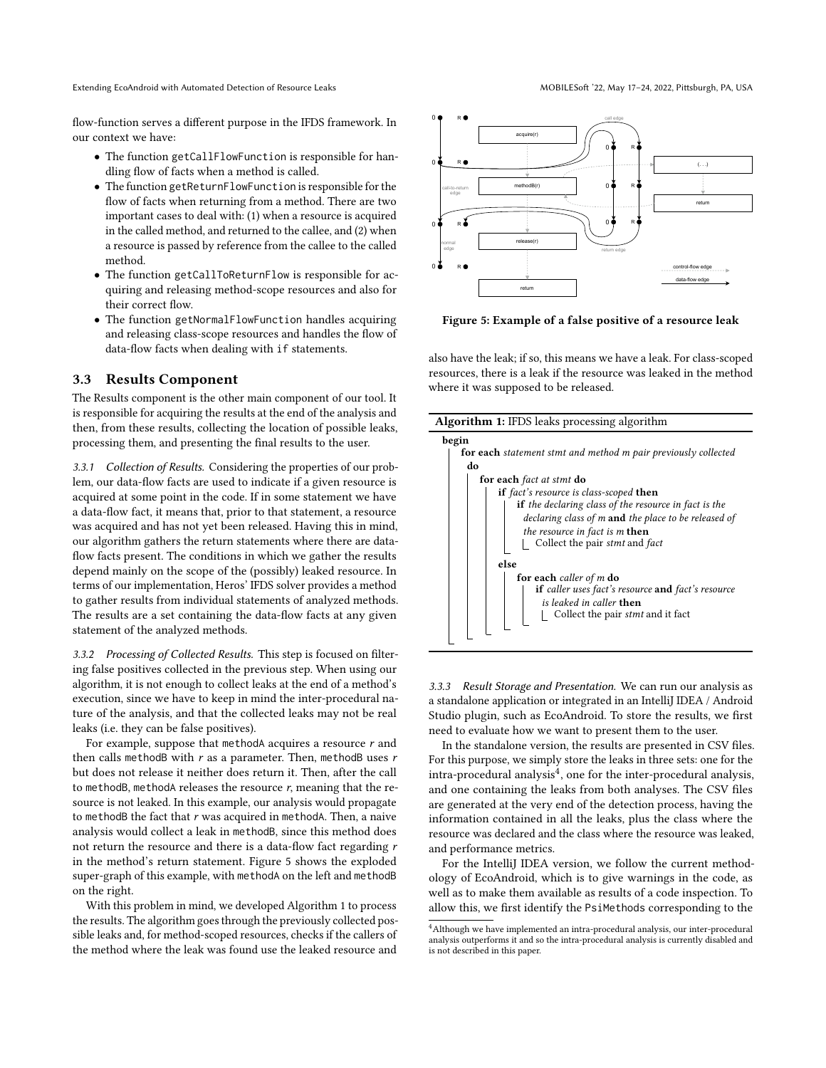flow-function serves a different purpose in the IFDS framework. In our context we have:

- The function `getCallFlowFunction` is responsible for handling flow of facts when a method is called.
- The function `getReturnFlowFunction` is responsible for the flow of facts when returning from a method. There are two important cases to deal with: (1) when a resource is acquired in the called method, and returned to the callee, and (2) when a resource is passed by reference from the callee to the called method.
- The function `getCallToReturnFlow` is responsible for acquiring and releasing method-scope resources and also for their correct flow.
- The function `getNormalFlowFunction` handles acquiring and releasing class-scope resources and handles the flow of data-flow facts when dealing with `if` statements.

### 3.3 Results Component

The Results component is the other main component of our tool. It is responsible for acquiring the results at the end of the analysis and then, from these results, collecting the location of possible leaks, processing them, and presenting the final results to the user.

*3.3.1 Collection of Results.* Considering the properties of our problem, our data-flow facts are used to indicate if a given resource is acquired at some point in the code. If in some statement we have a data-flow fact, it means that, prior to that statement, a resource was acquired and has not yet been released. Having this in mind, our algorithm gathers the return statements where there are data-flow facts present. The conditions in which we gather the results depend mainly on the scope of the (possibly) leaked resource. In terms of our implementation, Heros' IFDS solver provides a method to gather results from individual statements of analyzed methods. The results are a set containing the data-flow facts at any given statement of the analyzed methods.

*3.3.2 Processing of Collected Results.* This step is focused on filtering false positives collected in the previous step. When using our algorithm, it is not enough to collect leaks at the end of a method's execution, since we have to keep in mind the inter-procedural nature of the analysis, and that the collected leaks may not be real leaks (i.e. they can be false positives).

For example, suppose that `methodA` acquires a resource $r$ and then calls `methodB` with $r$ as a parameter. Then, `methodB` uses $r$ but does not release it neither does return it. Then, after the call to `methodB`, `methodA` releases the resource $r$, meaning that the resource is not leaked. In this example, our analysis would propagate to `methodB` the fact that $r$ was acquired in `methodA`. Then, a naive analysis would collect a leak in `methodB`, since this method does not return the resource and there is a data-flow fact regarding $r$ in the method's return statement. Figure 5 shows the exploded super-graph of this example, with `methodA` on the left and `methodB` on the right.

With this problem in mind, we developed Algorithm 1 to process the results. The algorithm goes through the previously collected possible leaks and, for method-scoped resources, checks if the callers of the method where the leak was found use the leaked resource and also have the leak; if so, this means we have a leak. For class-scoped resources, there is a leak if the resource was leaked in the method where it was supposed to be released.

**Figure 5: Example of a false positive of a resource leak**

**Algorithm 1:** IFDS leaks processing algorithm

```
begin
  for each statement stmt and method m pair previously collected do
    for each fact at stmt do
      if fact's resource is class-scoped then
        if the declaring class of the resource in fact is the
           declaring class of m and the place to be released of
           the resource in fact is m then
          Collect the pair stmt and fact
      else
        for each caller of m do
          if caller uses fact's resource and fact's resource
             is leaked in caller then
            Collect the pair stmt and it fact
```

*3.3.3 Result Storage and Presentation.* We can run our analysis as a standalone application or integrated in an IntelliJ IDEA / Android Studio plugin, such as EcoAndroid. To store the results, we first need to evaluate how we want to present them to the user.

In the standalone version, the results are presented in CSV files. For this purpose, we simply store the leaks in three sets: one for the intra-procedural analysis[4], one for the inter-procedural analysis, and one containing the leaks from both analyses. The CSV files are generated at the very end of the detection process, having the information contained in all the leaks, plus the class where the resource was declared and the class where the resource was leaked, and performance metrics.

For the IntelliJ IDEA version, we follow the current methodology of EcoAndroid, which is to give warnings in the code, as well as to make them available as results of a code inspection. To allow this, we first identify the `PsiMethods` corresponding to the

[4]Although we have implemented an intra-procedural analysis, our inter-procedural analysis outperforms it and so the intra-procedural analysis is currently disabled and is not described in this paper.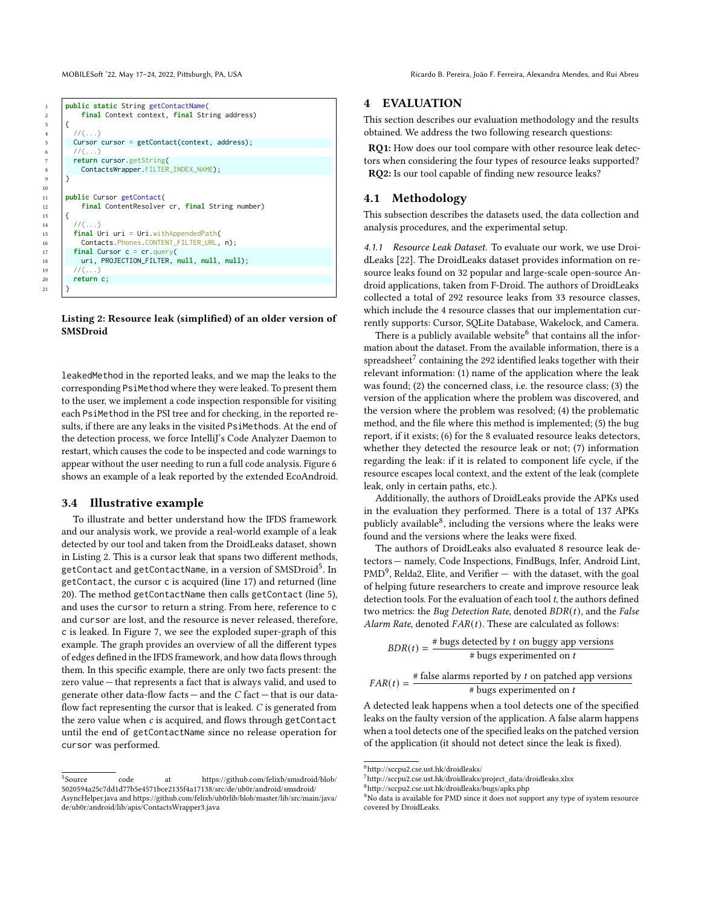```java
public static String getContactName(
    final Context context, final String address)
{
  //(...)
  Cursor cursor = getContact(context, address);
  //(...)
  return cursor.getString(
    ContactsWrapper.FILTER_INDEX_NAME);
}

public Cursor getContact(
    final ContentResolver cr, final String number)
{
  //(...)
  final Uri uri = Uri.withAppendedPath(
    Contacts.Phones.CONTENT_FILTER_URL, n);
  final Cursor c = cr.query(
    uri, PROJECTION_FILTER, null, null, null);
  //(...)
  return c;
}
```

**Listing 2: Resource leak (simplified) of an older version of SMSDroid**

leakedMethod in the reported leaks, and we map the leaks to the corresponding PsiMethod where they were leaked. To present them to the user, we implement a code inspection responsible for visiting each PsiMethod in the PSI tree and for checking, in the reported results, if there are any leaks in the visited PsiMethods. At the end of the detection process, we force IntelliJ's Code Analyzer Daemon to restart, which causes the code to be inspected and code warnings to appear without the user needing to run a full code analysis. Figure 6 shows an example of a leak reported by the extended EcoAndroid.

## 3.4 Illustrative example

To illustrate and better understand how the IFDS framework and our analysis work, we provide a real-world example of a leak detected by our tool and taken from the DroidLeaks dataset, shown in Listing 2. This is a cursor leak that spans two different methods, getContact and getContactName, in a version of SMSDroid[5]. In getContact, the cursor c is acquired (line 17) and returned (line 20). The method getContactName then calls getContact (line 5), and uses the cursor to return a string. From here, reference to c and cursor are lost, and the resource is never released, therefore, c is leaked. In Figure 7, we see the exploded super-graph of this example. The graph provides an overview of all the different types of edges defined in the IFDS framework, and how data flows through them. In this specific example, there are only two facts present: the zero value — that represents a fact that is always valid, and used to generate other data-flow facts — and the $C$ fact — that is our data-flow fact representing the cursor that is leaked. $C$ is generated from the zero value when $c$ is acquired, and flows through getContact until the end of getContactName since no release operation for cursor was performed.

[5] Source code at https://github.com/felixb/smsdroid/blob/5020594a25c7dd1d77b5e4571bce2135f4a17138/src/de/ub0r/android/smsdroid/AsyncHelper.java and https://github.com/felixb/ub0rlib/blob/master/lib/src/main/java/de/ub0r/android/lib/apis/ContactsWrapper3.java

# 4 EVALUATION

This section describes our evaluation methodology and the results obtained. We address the two following research questions:

**RQ1:** How does our tool compare with other resource leak detectors when considering the four types of resource leaks supported?
**RQ2:** Is our tool capable of finding new resource leaks?

## 4.1 Methodology

This subsection describes the datasets used, the data collection and analysis procedures, and the experimental setup.

*4.1.1 Resource Leak Dataset.* To evaluate our work, we use DroidLeaks [22]. The DroidLeaks dataset provides information on resource leaks found on 32 popular and large-scale open-source Android applications, taken from F-Droid. The authors of DroidLeaks collected a total of 292 resource leaks from 33 resource classes, which include the 4 resource classes that our implementation currently supports: Cursor, SQLite Database, Wakelock, and Camera.

There is a publicly available website[6] that contains all the information about the dataset. From the available information, there is a spreadsheet[7] containing the 292 identified leaks together with their relevant information: (1) name of the application where the leak was found; (2) the concerned class, i.e. the resource class; (3) the version of the application where the problem was discovered, and the version where the problem was resolved; (4) the problematic method, and the file where this method is implemented; (5) the bug report, if it exists; (6) for the 8 evaluated resource leaks detectors, whether they detected the resource leak or not; (7) information regarding the leak: if it is related to component life cycle, if the resource escapes local context, and the extent of the leak (complete leak, only in certain paths, etc.).

Additionally, the authors of DroidLeaks provide the APKs used in the evaluation they performed. There is a total of 137 APKs publicly available[8], including the versions where the leaks were found and the versions where the leaks were fixed.

The authors of DroidLeaks also evaluated 8 resource leak detectors — namely, Code Inspections, FindBugs, Infer, Android Lint, PMD[9], Relda2, Elite, and Verifier — with the dataset, with the goal of helping future researchers to create and improve resource leak detection tools. For the evaluation of each tool $t$, the authors defined two metrics: the *Bug Detection Rate*, denoted $BDR(t)$, and the *False Alarm Rate*, denoted $FAR(t)$. These are calculated as follows:

$$BDR(t) = \frac{\text{\# bugs detected by } t \text{ on buggy app versions}}{\text{\# bugs experimented on } t}$$

$$FAR(t) = \frac{\text{\# false alarms reported by } t \text{ on patched app versions}}{\text{\# bugs experimented on } t}$$

A detected leak happens when a tool detects one of the specified leaks on the faulty version of the application. A false alarm happens when a tool detects one of the specified leaks on the patched version of the application (it should not detect since the leak is fixed).

[6] http://sccpu2.cse.ust.hk/droidleaks/
[7] http://sccpu2.cse.ust.hk/droidleaks/project_data/droidleaks.xlsx
[8] http://sccpu2.cse.ust.hk/droidleaks/bugs/apks.php
[9] No data is available for PMD since it does not support any type of system resource covered by DroidLeaks.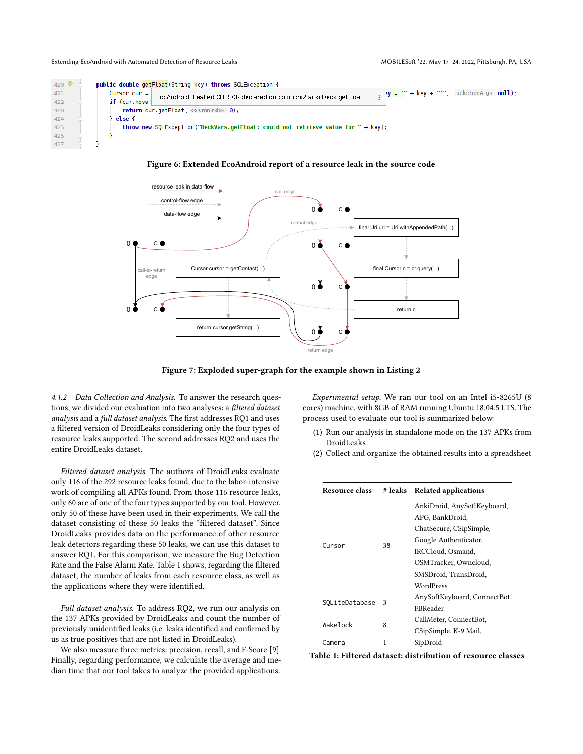```
420    public double getFloat(String key) throws SQLException {
421        Cursor cur = [EcoAndroid: Leaked CURSOR declared on com.ichi2.anki.Deck.getFloat]  y = '"' + key + '"'", selectionArgs: null);
422        if (cur.moveT
423            return cur.getFloat( columnIndex: 0);
424        } else {
425            throw new SQLException("DeckVars.getFloat: could not retrieve value for " + key);
426        }
427    }
```

**Figure 6: Extended EcoAndroid report of a resource leak in the source code**

**Figure 7: Exploded super-graph for the example shown in Listing 2**

*4.1.2 Data Collection and Analysis.* To answer the research questions, we divided our evaluation into two analyses: a *filtered dataset analysis* and a *full dataset analysis*. The first addresses RQ1 and uses a filtered version of DroidLeaks considering only the four types of resource leaks supported. The second addresses RQ2 and uses the entire DroidLeaks dataset.

*Filtered dataset analysis.* The authors of DroidLeaks evaluate only 116 of the 292 resource leaks found, due to the labor-intensive work of compiling all APKs found. From those 116 resource leaks, only 60 are of one of the four types supported by our tool. However, only 50 of these have been used in their experiments. We call the dataset consisting of these 50 leaks the "filtered dataset". Since DroidLeaks provides data on the performance of other resource leak detectors regarding these 50 leaks, we can use this dataset to answer RQ1. For this comparison, we measure the Bug Detection Rate and the False Alarm Rate. Table 1 shows, regarding the filtered dataset, the number of leaks from each resource class, as well as the applications where they were identified.

*Full dataset analysis.* To address RQ2, we run our analysis on the 137 APKs provided by DroidLeaks and count the number of previously unidentified leaks (i.e. leaks identified and confirmed by us as true positives that are not listed in DroidLeaks).

We also measure three metrics: precision, recall, and F-Score [9]. Finally, regarding performance, we calculate the average and median time that our tool takes to analyze the provided applications.

*Experimental setup.* We ran our tool on an Intel i5-8265U (8 cores) machine, with 8GB of RAM running Ubuntu 18.04.5 LTS. The process used to evaluate our tool is summarized below:

(1) Run our analysis in standalone mode on the 137 APKs from DroidLeaks
(2) Collect and organize the obtained results into a spreadsheet

| Resource class | # leaks | Related applications |
|---|---|---|
| Cursor | 38 | AnkiDroid, AnySoftKeyboard, APG, BankDroid, ChatSecure, CSipSimple, Google Authenticator, IRCCloud, Osmand, OSMTracker, Owncloud, SMSDroid, TransDroid, WordPress |
| SQLiteDatabase | 3 | AnySoftKeyboard, ConnectBot, FBReader |
| Wakelock | 8 | CallMeter, ConnectBot, CSipSimple, K-9 Mail, |
| Camera | 1 | SipDroid |

**Table 1: Filtered dataset: distribution of resource classes**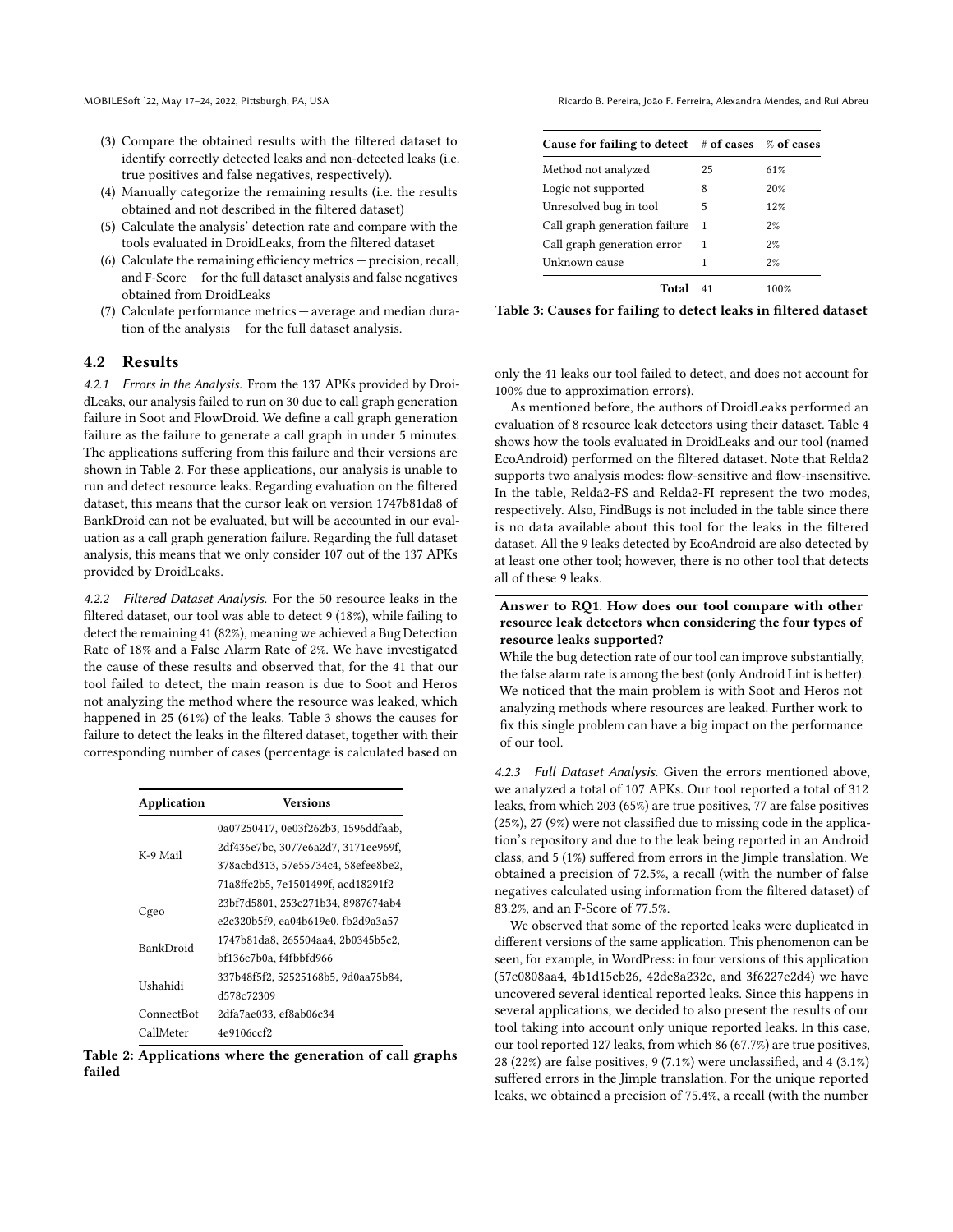(3) Compare the obtained results with the filtered dataset to identify correctly detected leaks and non-detected leaks (i.e. true positives and false negatives, respectively).
(4) Manually categorize the remaining results (i.e. the results obtained and not described in the filtered dataset)
(5) Calculate the analysis' detection rate and compare with the tools evaluated in DroidLeaks, from the filtered dataset
(6) Calculate the remaining efficiency metrics — precision, recall, and F-Score — for the full dataset analysis and false negatives obtained from DroidLeaks
(7) Calculate performance metrics — average and median duration of the analysis — for the full dataset analysis.

## 4.2 Results

*4.2.1 Errors in the Analysis.* From the 137 APKs provided by DroidLeaks, our analysis failed to run on 30 due to call graph generation failure in Soot and FlowDroid. We define a call graph generation failure as the failure to generate a call graph in under 5 minutes. The applications suffering from this failure and their versions are shown in Table 2. For these applications, our analysis is unable to run and detect resource leaks. Regarding evaluation on the filtered dataset, this means that the cursor leak on version 1747b81da8 of BankDroid can not be evaluated, but will be accounted in our evaluation as a call graph generation failure. Regarding the full dataset analysis, this means that we only consider 107 out of the 137 APKs provided by DroidLeaks.

*4.2.2 Filtered Dataset Analysis.* For the 50 resource leaks in the filtered dataset, our tool was able to detect 9 (18%), while failing to detect the remaining 41 (82%), meaning we achieved a Bug Detection Rate of 18% and a False Alarm Rate of 2%. We have investigated the cause of these results and observed that, for the 41 that our tool failed to detect, the main reason is due to Soot and Heros not analyzing the method where the resource was leaked, which happened in 25 (61%) of the leaks. Table 3 shows the causes for failure to detect the leaks in the filtered dataset, together with their corresponding number of cases (percentage is calculated based on only the 41 leaks our tool failed to detect, and does not account for 100% due to approximation errors).

| Application | Versions |
|---|---|
| K-9 Mail | 0a07250417, 0e03f262b3, 1596ddfaab, 2df436e7bc, 3077e6a2d7, 3171ee969f, 378acbd313, 57e55734c4, 58efee8be2, 71a8ffc2b5, 7e1501499f, acd18291f2 |
| Cgeo | 23bf7d5801, 253c271b34, 8987674ab4 e2c320b5f9, ea04b619e0, fb2d9a3a57 |
| BankDroid | 1747b81da8, 265504aa4, 2b0345b5c2, bf136c7b0a, f4fbbfd966 |
| Ushahidi | 337b48f5f2, 52525168b5, 9d0aa75b84, d578c72309 |
| ConnectBot | 2dfa7ae033, ef8ab06c34 |
| CallMeter | 4e9106ccf2 |

**Table 2: Applications where the generation of call graphs failed**

| Cause for failing to detect | # of cases | % of cases |
|---|---|---|
| Method not analyzed | 25 | 61% |
| Logic not supported | 8 | 20% |
| Unresolved bug in tool | 5 | 12% |
| Call graph generation failure | 1 | 2% |
| Call graph generation error | 1 | 2% |
| Unknown cause | 1 | 2% |
| **Total** | 41 | 100% |

**Table 3: Causes for failing to detect leaks in filtered dataset**

As mentioned before, the authors of DroidLeaks performed an evaluation of 8 resource leak detectors using their dataset. Table 4 shows how the tools evaluated in DroidLeaks and our tool (named EcoAndroid) performed on the filtered dataset. Note that Relda2 supports two analysis modes: flow-sensitive and flow-insensitive. In the table, Relda2-FS and Relda2-FI represent the two modes, respectively. Also, FindBugs is not included in the table since there is no data available about this tool for the leaks in the filtered dataset. All the 9 leaks detected by EcoAndroid are also detected by at least one other tool; however, there is no other tool that detects all of these 9 leaks.

> **Answer to RQ1. How does our tool compare with other resource leak detectors when considering the four types of resource leaks supported?**
> While the bug detection rate of our tool can improve substantially, the false alarm rate is among the best (only Android Lint is better). We noticed that the main problem is with Soot and Heros not analyzing methods where resources are leaked. Further work to fix this single problem can have a big impact on the performance of our tool.

*4.2.3 Full Dataset Analysis.* Given the errors mentioned above, we analyzed a total of 107 APKs. Our tool reported a total of 312 leaks, from which 203 (65%) are true positives, 77 are false positives (25%), 27 (9%) were not classified due to missing code in the application's repository and due to the leak being reported in an Android class, and 5 (1%) suffered from errors in the Jimple translation. We obtained a precision of 72.5%, a recall (with the number of false negatives calculated using information from the filtered dataset) of 83.2%, and an F-Score of 77.5%.

We observed that some of the reported leaks were duplicated in different versions of the same application. This phenomenon can be seen, for example, in WordPress: in four versions of this application (57c0808aa4, 4b1d15cb26, 42de8a232c, and 3f6227e2d4) we have uncovered several identical reported leaks. Since this happens in several applications, we decided to also present the results of our tool taking into account only unique reported leaks. In this case, our tool reported 127 leaks, from which 86 (67.7%) are true positives, 28 (22%) are false positives, 9 (7.1%) were unclassified, and 4 (3.1%) suffered errors in the Jimple translation. For the unique reported leaks, we obtained a precision of 75.4%, a recall (with the number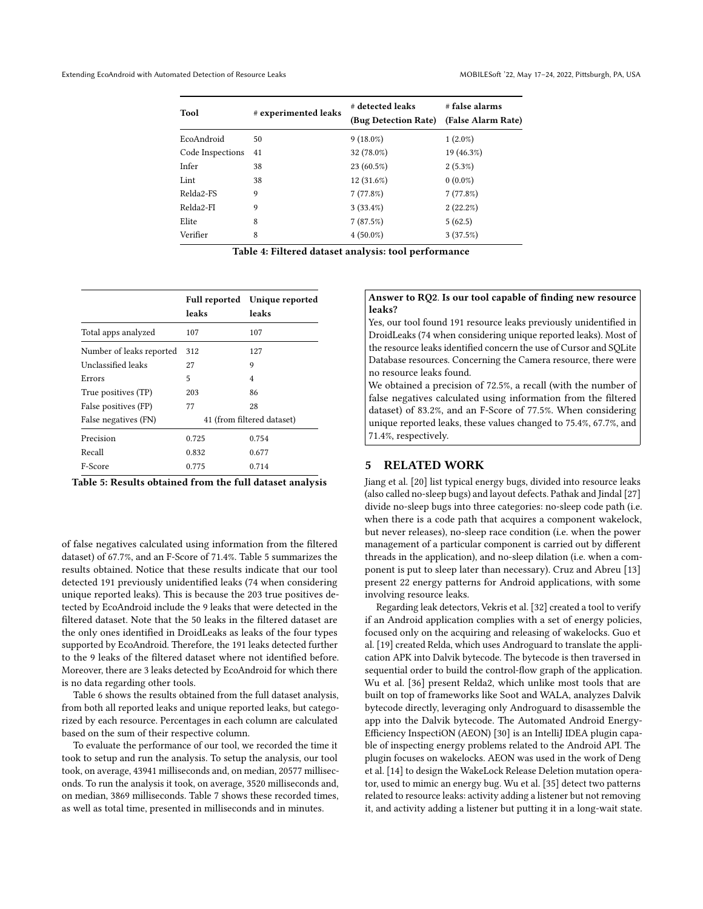| Tool | # experimented leaks | # detected leaks (Bug Detection Rate) | # false alarms (False Alarm Rate) |
|---|---|---|---|
| EcoAndroid | 50 | 9 (18.0%) | 1 (2.0%) |
| Code Inspections | 41 | 32 (78.0%) | 19 (46.3%) |
| Infer | 38 | 23 (60.5%) | 2 (5.3%) |
| Lint | 38 | 12 (31.6%) | 0 (0.0%) |
| Relda2-FS | 9 | 7 (77.8%) | 7 (77.8%) |
| Relda2-FI | 9 | 3 (33.4%) | 2 (22.2%) |
| Elite | 8 | 7 (87.5%) | 5 (62.5) |
| Verifier | 8 | 4 (50.0%) | 3 (37.5%) |

**Table 4: Filtered dataset analysis: tool performance**

| | Full reported leaks | Unique reported leaks |
|---|---|---|
| Total apps analyzed | 107 | 107 |
| Number of leaks reported | 312 | 127 |
| Unclassified leaks | 27 | 9 |
| Errors | 5 | 4 |
| True positives (TP) | 203 | 86 |
| False positives (FP) | 77 | 28 |
| False negatives (FN) | 41 (from filtered dataset) | |
| Precision | 0.725 | 0.754 |
| Recall | 0.832 | 0.677 |
| F-Score | 0.775 | 0.714 |

**Table 5: Results obtained from the full dataset analysis**

of false negatives calculated using information from the filtered dataset) of 67.7%, and an F-Score of 71.4%. Table 5 summarizes the results obtained. Notice that these results indicate that our tool detected 191 previously unidentified leaks (74 when considering unique reported leaks). This is because the 203 true positives detected by EcoAndroid include the 9 leaks that were detected in the filtered dataset. Note that the 50 leaks in the filtered dataset are the only ones identified in DroidLeaks as leaks of the four types supported by EcoAndroid. Therefore, the 191 leaks detected further to the 9 leaks of the filtered dataset where not identified before. Moreover, there are 3 leaks detected by EcoAndroid for which there is no data regarding other tools.

Table 6 shows the results obtained from the full dataset analysis, from both all reported leaks and unique reported leaks, but categorized by each resource. Percentages in each column are calculated based on the sum of their respective column.

To evaluate the performance of our tool, we recorded the time it took to setup and run the analysis. To setup the analysis, our tool took, on average, 43941 milliseconds and, on median, 20577 milliseconds. To run the analysis it took, on average, 3520 milliseconds and, on median, 3869 milliseconds. Table 7 shows these recorded times, as well as total time, presented in milliseconds and in minutes.

> **Answer to RQ2. Is our tool capable of finding new resource leaks?**
>
> Yes, our tool found 191 resource leaks previously unidentified in DroidLeaks (74 when considering unique reported leaks). Most of the resource leaks identified concern the use of Cursor and SQLite Database resources. Concerning the Camera resource, there were no resource leaks found.
>
> We obtained a precision of 72.5%, a recall (with the number of false negatives calculated using information from the filtered dataset) of 83.2%, and an F-Score of 77.5%. When considering unique reported leaks, these values changed to 75.4%, 67.7%, and 71.4%, respectively.

## 5 RELATED WORK

Jiang et al. [20] list typical energy bugs, divided into resource leaks (also called no-sleep bugs) and layout defects. Pathak and Jindal [27] divide no-sleep bugs into three categories: no-sleep code path (i.e. when there is a code path that acquires a component wakelock, but never releases), no-sleep race condition (i.e. when the power management of a particular component is carried out by different threads in the application), and no-sleep dilation (i.e. when a component is put to sleep later than necessary). Cruz and Abreu [13] present 22 energy patterns for Android applications, with some involving resource leaks.

Regarding leak detectors, Vekris et al. [32] created a tool to verify if an Android application complies with a set of energy policies, focused only on the acquiring and releasing of wakelocks. Guo et al. [19] created Relda, which uses Androguard to translate the application APK into Dalvik bytecode. The bytecode is then traversed in sequential order to build the control-flow graph of the application. Wu et al. [36] present Relda2, which unlike most tools that are built on top of frameworks like Soot and WALA, analyzes Dalvik bytecode directly, leveraging only Androguard to disassemble the app into the Dalvik bytecode. The Automated Android Energy-Efficiency InspectiON (AEON) [30] is an IntelliJ IDEA plugin capable of inspecting energy problems related to the Android API. The plugin focuses on wakelocks. AEON was used in the work of Deng et al. [14] to design the WakeLock Release Deletion mutation operator, used to mimic an energy bug. Wu et al. [35] detect two patterns related to resource leaks: activity adding a listener but not removing it, and activity adding a listener but putting it in a long-wait state.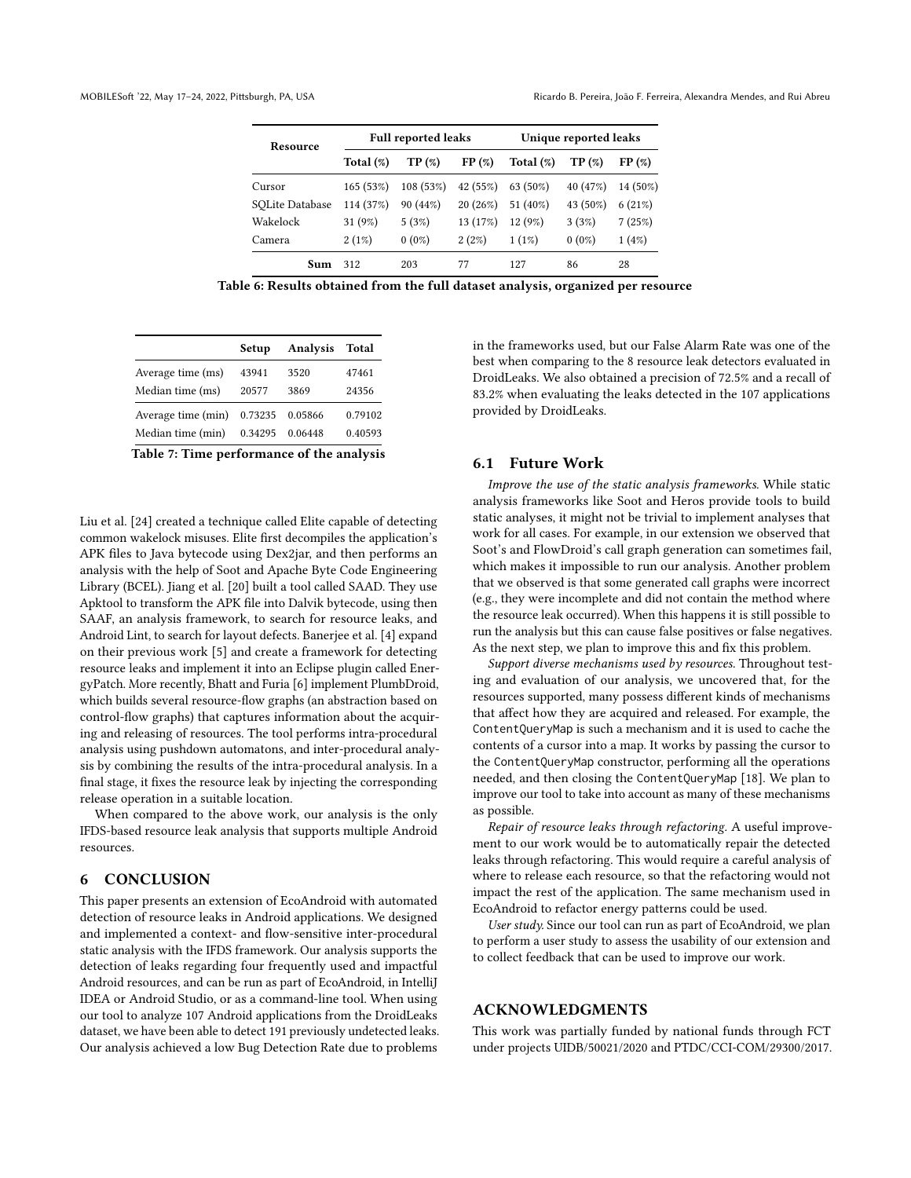| Resource | Full reported leaks | | | Unique reported leaks | | |
|---|---|---|---|---|---|---|
| | Total (%) | TP (%) | FP (%) | Total (%) | TP (%) | FP (%) |
| Cursor | 165 (53%) | 108 (53%) | 42 (55%) | 63 (50%) | 40 (47%) | 14 (50%) |
| SQLite Database | 114 (37%) | 90 (44%) | 20 (26%) | 51 (40%) | 43 (50%) | 6 (21%) |
| Wakelock | 31 (9%) | 5 (3%) | 13 (17%) | 12 (9%) | 3 (3%) | 7 (25%) |
| Camera | 2 (1%) | 0 (0%) | 2 (2%) | 1 (1%) | 0 (0%) | 1 (4%) |
| **Sum** | 312 | 203 | 77 | 127 | 86 | 28 |

**Table 6: Results obtained from the full dataset analysis, organized per resource**

| | Setup | Analysis | Total |
|---|---|---|---|
| Average time (ms) | 43941 | 3520 | 47461 |
| Median time (ms) | 20577 | 3869 | 24356 |
| Average time (min) | 0.73235 | 0.05866 | 0.79102 |
| Median time (min) | 0.34295 | 0.06448 | 0.40593 |

**Table 7: Time performance of the analysis**

Liu et al. [24] created a technique called Elite capable of detecting common wakelock misuses. Elite first decompiles the application's APK files to Java bytecode using Dex2jar, and then performs an analysis with the help of Soot and Apache Byte Code Engineering Library (BCEL). Jiang et al. [20] built a tool called SAAD. They use Apktool to transform the APK file into Dalvik bytecode, using then SAAF, an analysis framework, to search for resource leaks, and Android Lint, to search for layout defects. Banerjee et al. [4] expand on their previous work [5] and create a framework for detecting resource leaks and implement it into an Eclipse plugin called EnergyPatch. More recently, Bhatt and Furia [6] implement PlumbDroid, which builds several resource-flow graphs (an abstraction based on control-flow graphs) that captures information about the acquiring and releasing of resources. The tool performs intra-procedural analysis using pushdown automatons, and inter-procedural analysis by combining the results of the intra-procedural analysis. In a final stage, it fixes the resource leak by injecting the corresponding release operation in a suitable location.

When compared to the above work, our analysis is the only IFDS-based resource leak analysis that supports multiple Android resources.

## 6 CONCLUSION

This paper presents an extension of EcoAndroid with automated detection of resource leaks in Android applications. We designed and implemented a context- and flow-sensitive inter-procedural static analysis with the IFDS framework. Our analysis supports the detection of leaks regarding four frequently used and impactful Android resources, and can be run as part of EcoAndroid, in IntelliJ IDEA or Android Studio, or as a command-line tool. When using our tool to analyze 107 Android applications from the DroidLeaks dataset, we have been able to detect 191 previously undetected leaks. Our analysis achieved a low Bug Detection Rate due to problems in the frameworks used, but our False Alarm Rate was one of the best when comparing to the 8 resource leak detectors evaluated in DroidLeaks. We also obtained a precision of 72.5% and a recall of 83.2% when evaluating the leaks detected in the 107 applications provided by DroidLeaks.

### 6.1 Future Work

*Improve the use of the static analysis frameworks.* While static analysis frameworks like Soot and Heros provide tools to build static analyses, it might not be trivial to implement analyses that work for all cases. For example, in our extension we observed that Soot's and FlowDroid's call graph generation can sometimes fail, which makes it impossible to run our analysis. Another problem that we observed is that some generated call graphs were incorrect (e.g., they were incomplete and did not contain the method where the resource leak occurred). When this happens it is still possible to run the analysis but this can cause false positives or false negatives. As the next step, we plan to improve this and fix this problem.

*Support diverse mechanisms used by resources.* Throughout testing and evaluation of our analysis, we uncovered that, for the resources supported, many possess different kinds of mechanisms that affect how they are acquired and released. For example, the `ContentQueryMap` is such a mechanism and it is used to cache the contents of a cursor into a map. It works by passing the cursor to the `ContentQueryMap` constructor, performing all the operations needed, and then closing the `ContentQueryMap` [18]. We plan to improve our tool to take into account as many of these mechanisms as possible.

*Repair of resource leaks through refactoring.* A useful improvement to our work would be to automatically repair the detected leaks through refactoring. This would require a careful analysis of where to release each resource, so that the refactoring would not impact the rest of the application. The same mechanism used in EcoAndroid to refactor energy patterns could be used.

*User study.* Since our tool can run as part of EcoAndroid, we plan to perform a user study to assess the usability of our extension and to collect feedback that can be used to improve our work.

## ACKNOWLEDGMENTS

This work was partially funded by national funds through FCT under projects UIDB/50021/2020 and PTDC/CCI-COM/29300/2017.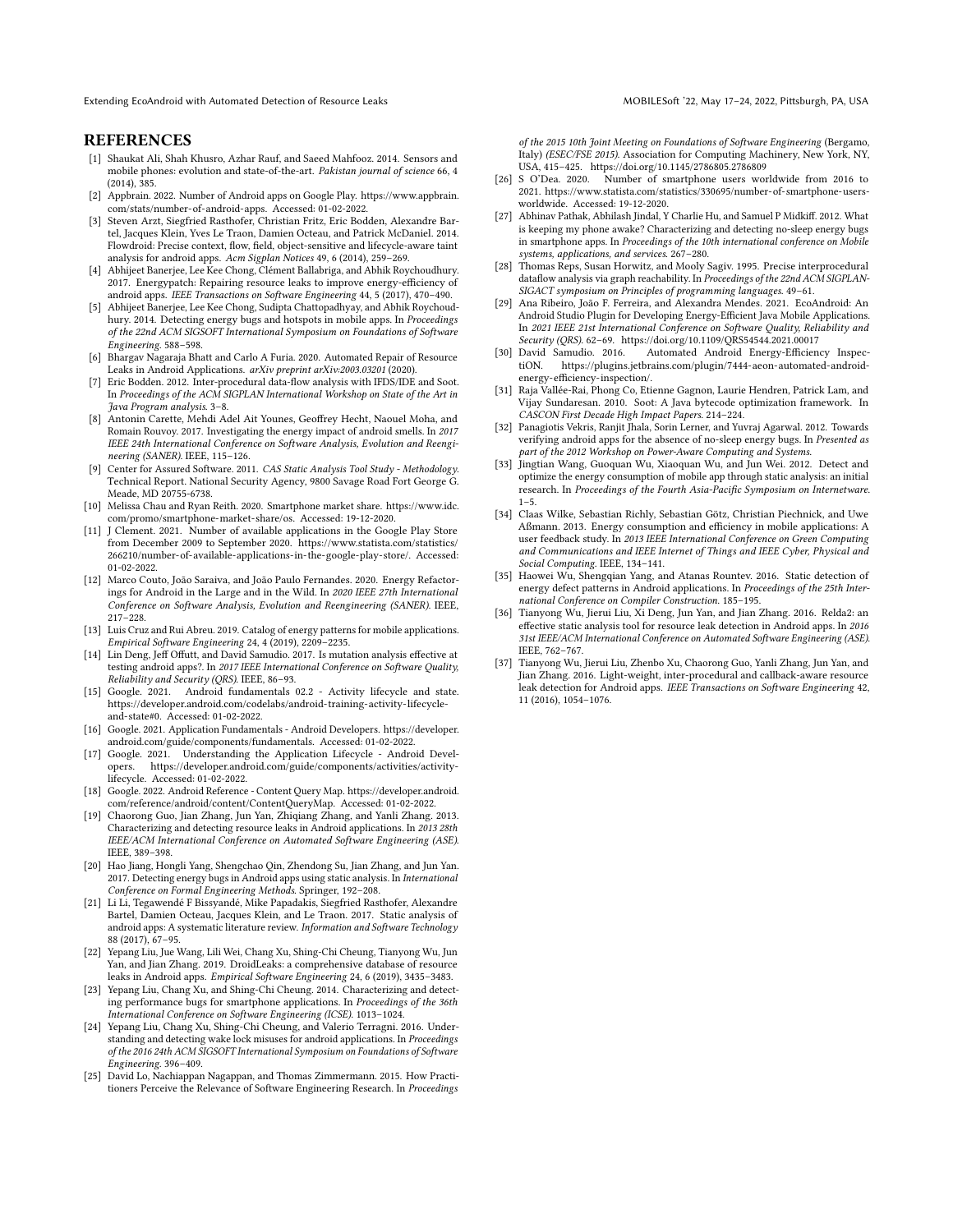# REFERENCES

[1] Shaukat Ali, Shah Khusro, Azhar Rauf, and Saeed Mahfooz. 2014. Sensors and mobile phones: evolution and state-of-the-art. *Pakistan journal of science* 66, 4 (2014), 385.

[2] Appbrain. 2022. Number of Android apps on Google Play. https://www.appbrain.com/stats/number-of-android-apps. Accessed: 01-02-2022.

[3] Steven Arzt, Siegfried Rasthofer, Christian Fritz, Eric Bodden, Alexandre Bartel, Jacques Klein, Yves Le Traon, Damien Octeau, and Patrick McDaniel. 2014. Flowdroid: Precise context, flow, field, object-sensitive and lifecycle-aware taint analysis for android apps. *Acm Sigplan Notices* 49, 6 (2014), 259–269.

[4] Abhijeet Banerjee, Lee Kee Chong, Clément Ballabriga, and Abhik Roychoudhury. 2017. Energypatch: Repairing resource leaks to improve energy-efficiency of android apps. *IEEE Transactions on Software Engineering* 44, 5 (2017), 470–490.

[5] Abhijeet Banerjee, Lee Kee Chong, Sudipta Chattopadhyay, and Abhik Roychoudhury. 2014. Detecting energy bugs and hotspots in mobile apps. In *Proceedings of the 22nd ACM SIGSOFT International Symposium on Foundations of Software Engineering*. 588–598.

[6] Bhargav Nagaraja Bhatt and Carlo A Furia. 2020. Automated Repair of Resource Leaks in Android Applications. *arXiv preprint arXiv:2003.03201* (2020).

[7] Eric Bodden. 2012. Inter-procedural data-flow analysis with IFDS/IDE and Soot. In *Proceedings of the ACM SIGPLAN International Workshop on State of the Art in Java Program analysis*. 3–8.

[8] Antonin Carette, Mehdi Adel Ait Younes, Geoffrey Hecht, Naouel Moha, and Romain Rouvoy. 2017. Investigating the energy impact of android smells. In *2017 IEEE 24th International Conference on Software Analysis, Evolution and Reengineering (SANER)*. IEEE, 115–126.

[9] Center for Assured Software. 2011. *CAS Static Analysis Tool Study - Methodology.* Technical Report. National Security Agency, 9800 Savage Road Fort George G. Meade, MD 20755-6738.

[10] Melissa Chau and Ryan Reith. 2020. Smartphone market share. https://www.idc.com/promo/smartphone-market-share/os. Accessed: 19-12-2020.

[11] J Clement. 2021. Number of available applications in the Google Play Store from December 2009 to September 2020. https://www.statista.com/statistics/266210/number-of-available-applications-in-the-google-play-store/. Accessed: 01-02-2022.

[12] Marco Couto, João Saraiva, and João Paulo Fernandes. 2020. Energy Refactorings for Android in the Large and in the Wild. In *2020 IEEE 27th International Conference on Software Analysis, Evolution and Reengineering (SANER)*. IEEE, 217–228.

[13] Luis Cruz and Rui Abreu. 2019. Catalog of energy patterns for mobile applications. *Empirical Software Engineering* 24, 4 (2019), 2209–2235.

[14] Lin Deng, Jeff Offutt, and David Samudio. 2017. Is mutation analysis effective at testing android apps?. In *2017 IEEE International Conference on Software Quality, Reliability and Security (QRS)*. IEEE, 86–93.

[15] Google. 2021. Android fundamentals 02.2 - Activity lifecycle and state. https://developer.android.com/codelabs/android-training-activity-lifecycle-and-state#0. Accessed: 01-02-2022.

[16] Google. 2021. Application Fundamentals - Android Developers. https://developer.android.com/guide/components/fundamentals. Accessed: 01-02-2022.

[17] Google. 2021. Understanding the Application Lifecycle - Android Developers. https://developer.android.com/guide/components/activities/activity-lifecycle. Accessed: 01-02-2022.

[18] Google. 2022. Android Reference - Content Query Map. https://developer.android.com/reference/android/content/ContentQueryMap. Accessed: 01-02-2022.

[19] Chaorong Guo, Jian Zhang, Jun Yan, Zhiqiang Zhang, and Yanli Zhang. 2013. Characterizing and detecting resource leaks in Android applications. In *2013 28th IEEE/ACM International Conference on Automated Software Engineering (ASE)*. IEEE, 389–398.

[20] Hao Jiang, Hongli Yang, Shengchao Qin, Zhendong Su, Jian Zhang, and Jun Yan. 2017. Detecting energy bugs in Android apps using static analysis. In *International Conference on Formal Engineering Methods*. Springer, 192–208.

[21] Li Li, Tegawendé F Bissyandé, Mike Papadakis, Siegfried Rasthofer, Alexandre Bartel, Damien Octeau, Jacques Klein, and Le Traon. 2017. Static analysis of android apps: A systematic literature review. *Information and Software Technology* 88 (2017), 67–95.

[22] Yepang Liu, Jue Wang, Lili Wei, Chang Xu, Shing-Chi Cheung, Tianyong Wu, Jun Yan, and Jian Zhang. 2019. DroidLeaks: a comprehensive database of resource leaks in Android apps. *Empirical Software Engineering* 24, 6 (2019), 3435–3483.

[23] Yepang Liu, Chang Xu, and Shing-Chi Cheung. 2014. Characterizing and detecting performance bugs for smartphone applications. In *Proceedings of the 36th International Conference on Software Engineering (ICSE)*. 1013–1024.

[24] Yepang Liu, Chang Xu, Shing-Chi Cheung, and Valerio Terragni. 2016. Understanding and detecting wake lock misuses for android applications. In *Proceedings of the 2016 24th ACM SIGSOFT International Symposium on Foundations of Software Engineering*. 396–409.

[25] David Lo, Nachiappan Nagappan, and Thomas Zimmermann. 2015. How Practitioners Perceive the Relevance of Software Engineering Research. In *Proceedings of the 2015 10th Joint Meeting on Foundations of Software Engineering* (Bergamo, Italy) *(ESEC/FSE 2015)*. Association for Computing Machinery, New York, NY, USA, 415–425. https://doi.org/10.1145/2786805.2786809

[26] S O'Dea. 2020. Number of smartphone users worldwide from 2016 to 2021. https://www.statista.com/statistics/330695/number-of-smartphone-users-worldwide. Accessed: 19-12-2020.

[27] Abhinav Pathak, Abhilash Jindal, Y Charlie Hu, and Samuel P Midkiff. 2012. What is keeping my phone awake? Characterizing and detecting no-sleep energy bugs in smartphone apps. In *Proceedings of the 10th international conference on Mobile systems, applications, and services*. 267–280.

[28] Thomas Reps, Susan Horwitz, and Mooly Sagiv. 1995. Precise interprocedural dataflow analysis via graph reachability. In *Proceedings of the 22nd ACM SIGPLAN-SIGACT symposium on Principles of programming languages*. 49–61.

[29] Ana Ribeiro, João F. Ferreira, and Alexandra Mendes. 2021. EcoAndroid: An Android Studio Plugin for Developing Energy-Efficient Java Mobile Applications. In *2021 IEEE 21st International Conference on Software Quality, Reliability and Security (QRS)*. 62–69. https://doi.org/10.1109/QRS54544.2021.00017

[30] David Samudio. 2016. Automated Android Energy-Efficiency InspectiON. https://plugins.jetbrains.com/plugin/7444-aeon-automated-android-energy-efficiency-inspection/.

[31] Raja Vallée-Rai, Phong Co, Etienne Gagnon, Laurie Hendren, Patrick Lam, and Vijay Sundaresan. 2010. Soot: A Java bytecode optimization framework. In *CASCON First Decade High Impact Papers*. 214–224.

[32] Panagiotis Vekris, Ranjit Jhala, Sorin Lerner, and Yuvraj Agarwal. 2012. Towards verifying android apps for the absence of no-sleep energy bugs. In *Presented as part of the 2012 Workshop on Power-Aware Computing and Systems*.

[33] Jingtian Wang, Guoquan Wu, Xiaoquan Wu, and Jun Wei. 2012. Detect and optimize the energy consumption of mobile app through static analysis: an initial research. In *Proceedings of the Fourth Asia-Pacific Symposium on Internetware*. 1–5.

[34] Claas Wilke, Sebastian Richly, Sebastian Götz, Christian Piechnick, and Uwe Aßmann. 2013. Energy consumption and efficiency in mobile applications: A user feedback study. In *2013 IEEE International Conference on Green Computing and Communications and IEEE Internet of Things and IEEE Cyber, Physical and Social Computing*. IEEE, 134–141.

[35] Haowei Wu, Shengqian Yang, and Atanas Rountev. 2016. Static detection of energy defect patterns in Android applications. In *Proceedings of the 25th International Conference on Compiler Construction*. 185–195.

[36] Tianyong Wu, Jierui Liu, Xi Deng, Jun Yan, and Jian Zhang. 2016. Relda2: an effective static analysis tool for resource leak detection in Android apps. In *2016 31st IEEE/ACM International Conference on Automated Software Engineering (ASE)*. IEEE, 762–767.

[37] Tianyong Wu, Jierui Liu, Zhenbo Xu, Chaorong Guo, Yanli Zhang, Jun Yan, and Jian Zhang. 2016. Light-weight, inter-procedural and callback-aware resource leak detection for Android apps. *IEEE Transactions on Software Engineering* 42, 11 (2016), 1054–1076.